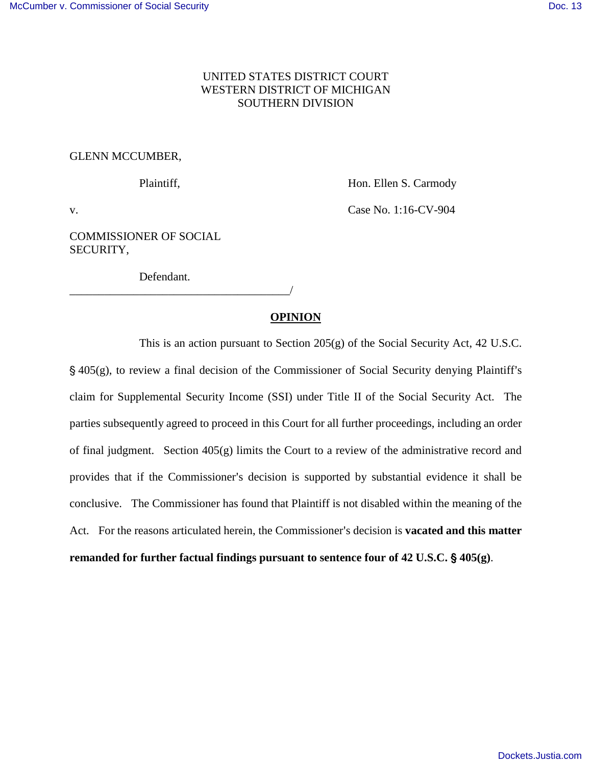UNITED STATES DISTRICT COURT
WESTERN DISTRICT OF MICHIGAN
SOUTHERN DIVISION

GLENN MCCUMBER,

Plaintiff,

v.

COMMISSIONER OF SOCIAL SECURITY,

Defendant.

Hon. Ellen S. Carmody

Case No. 1:16-CV-904

______________________________________/

## OPINION

This is an action pursuant to Section 205(g) of the Social Security Act, 42 U.S.C. § 405(g), to review a final decision of the Commissioner of Social Security denying Plaintiff's claim for Supplemental Security Income (SSI) under Title II of the Social Security Act. The parties subsequently agreed to proceed in this Court for all further proceedings, including an order of final judgment. Section 405(g) limits the Court to a review of the administrative record and provides that if the Commissioner's decision is supported by substantial evidence it shall be conclusive. The Commissioner has found that Plaintiff is not disabled within the meaning of the Act. For the reasons articulated herein, the Commissioner's decision is **vacated and this matter remanded for further factual findings pursuant to sentence four of 42 U.S.C. § 405(g)**.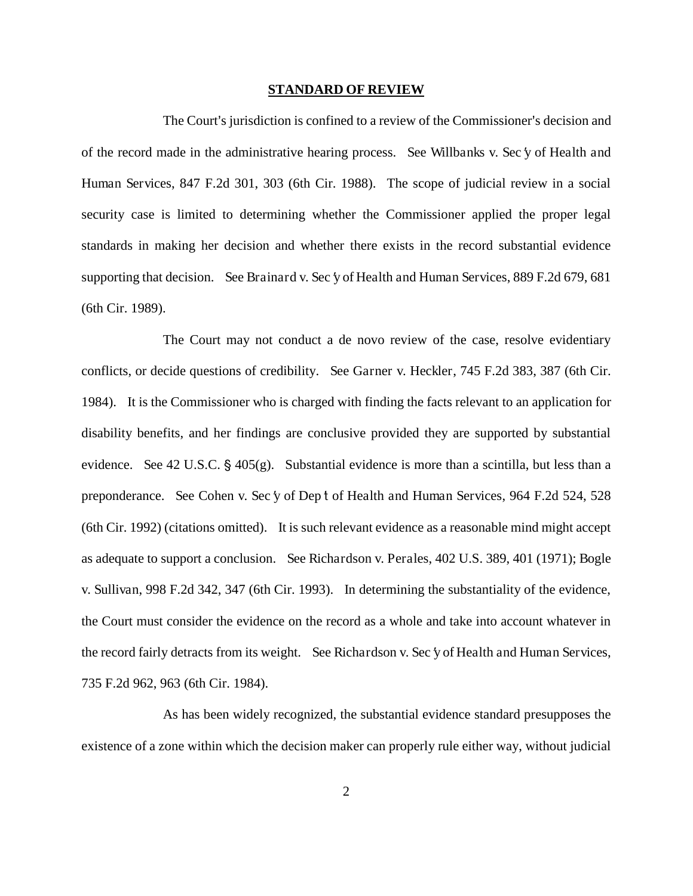## **STANDARD OF REVIEW**

The Court's jurisdiction is confined to a review of the Commissioner's decision and of the record made in the administrative hearing process. See Willbanks v. Sec'y of Health and Human Services, 847 F.2d 301, 303 (6th Cir. 1988). The scope of judicial review in a social security case is limited to determining whether the Commissioner applied the proper legal standards in making her decision and whether there exists in the record substantial evidence supporting that decision. See Brainard v. Sec'y of Health and Human Services, 889 F.2d 679, 681 (6th Cir. 1989).

The Court may not conduct a de novo review of the case, resolve evidentiary conflicts, or decide questions of credibility. See Garner v. Heckler, 745 F.2d 383, 387 (6th Cir. 1984). It is the Commissioner who is charged with finding the facts relevant to an application for disability benefits, and her findings are conclusive provided they are supported by substantial evidence. See 42 U.S.C. § 405(g). Substantial evidence is more than a scintilla, but less than a preponderance. See Cohen v. Sec'y of Dep't of Health and Human Services, 964 F.2d 524, 528 (6th Cir. 1992) (citations omitted). It is such relevant evidence as a reasonable mind might accept as adequate to support a conclusion. See Richardson v. Perales, 402 U.S. 389, 401 (1971); Bogle v. Sullivan, 998 F.2d 342, 347 (6th Cir. 1993). In determining the substantiality of the evidence, the Court must consider the evidence on the record as a whole and take into account whatever in the record fairly detracts from its weight. See Richardson v. Sec'y of Health and Human Services, 735 F.2d 962, 963 (6th Cir. 1984).

As has been widely recognized, the substantial evidence standard presupposes the existence of a zone within which the decision maker can properly rule either way, without judicial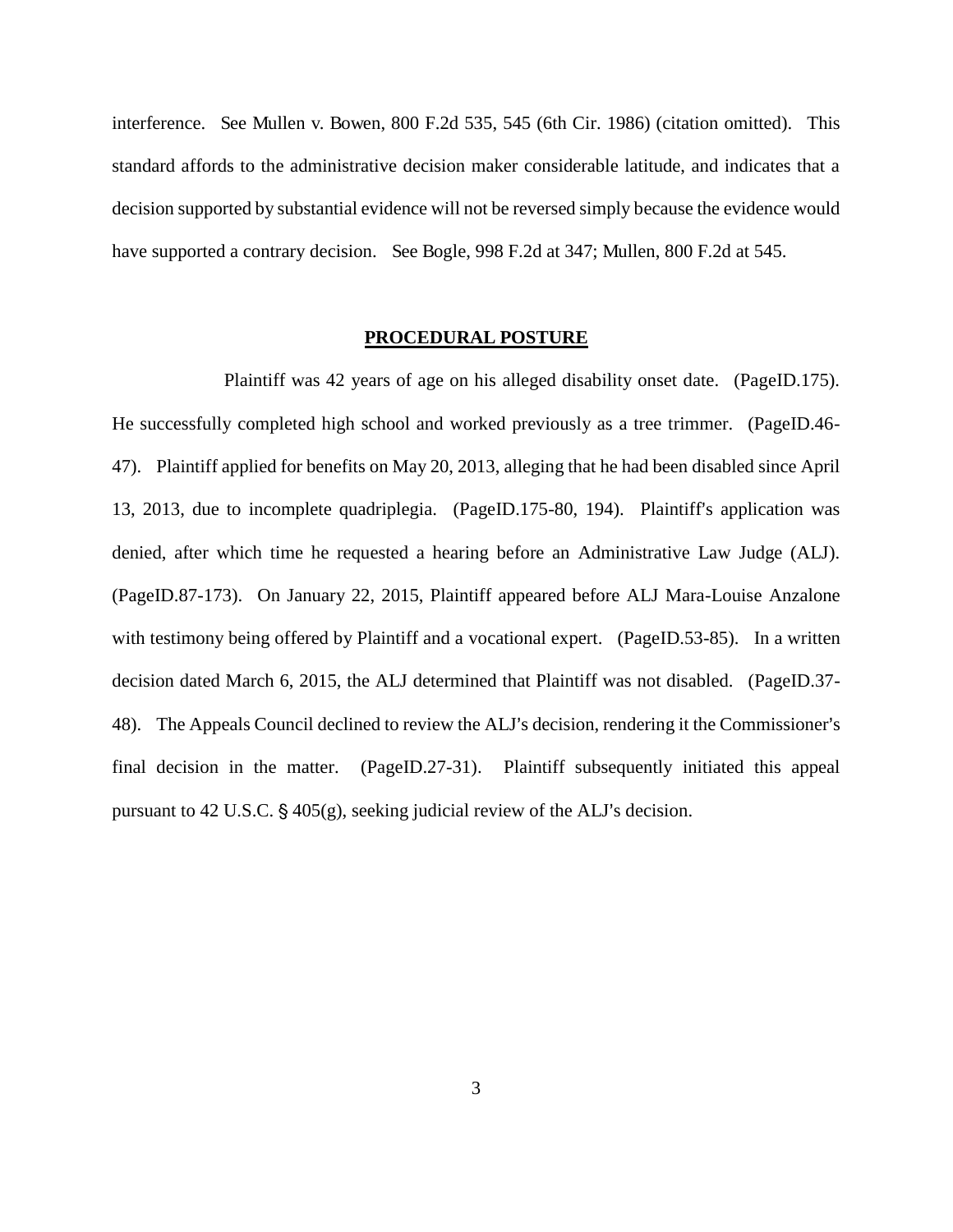interference. See Mullen v. Bowen, 800 F.2d 535, 545 (6th Cir. 1986) (citation omitted). This standard affords to the administrative decision maker considerable latitude, and indicates that a decision supported by substantial evidence will not be reversed simply because the evidence would have supported a contrary decision. See Bogle, 998 F.2d at 347; Mullen, 800 F.2d at 545.

## PROCEDURAL POSTURE

Plaintiff was 42 years of age on his alleged disability onset date. (PageID.175). He successfully completed high school and worked previously as a tree trimmer. (PageID.46-47). Plaintiff applied for benefits on May 20, 2013, alleging that he had been disabled since April 13, 2013, due to incomplete quadriplegia. (PageID.175-80, 194). Plaintiff's application was denied, after which time he requested a hearing before an Administrative Law Judge (ALJ). (PageID.87-173). On January 22, 2015, Plaintiff appeared before ALJ Mara-Louise Anzalone with testimony being offered by Plaintiff and a vocational expert. (PageID.53-85). In a written decision dated March 6, 2015, the ALJ determined that Plaintiff was not disabled. (PageID.37-48). The Appeals Council declined to review the ALJ's decision, rendering it the Commissioner's final decision in the matter. (PageID.27-31). Plaintiff subsequently initiated this appeal pursuant to 42 U.S.C. § 405(g), seeking judicial review of the ALJ's decision.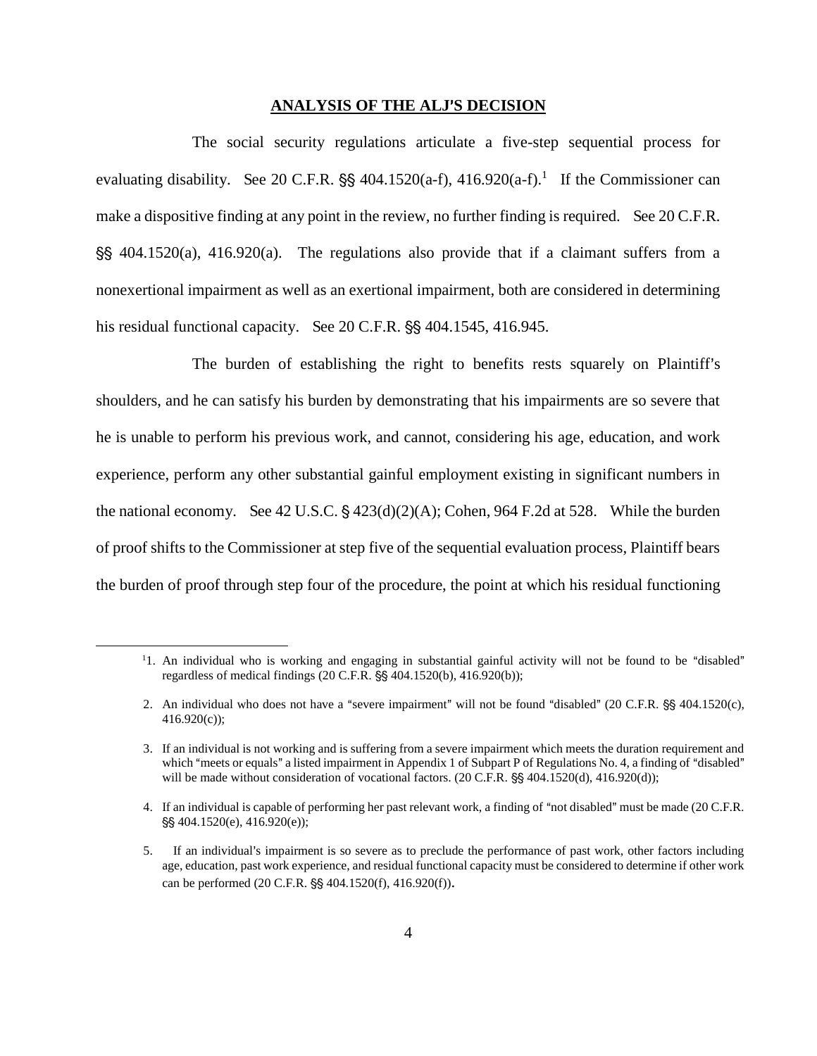## ANALYSIS OF THE ALJ'S DECISION

The social security regulations articulate a five-step sequential process for evaluating disability. See 20 C.F.R. §§ 404.1520(a-f), 416.920(a-f).[1] If the Commissioner can make a dispositive finding at any point in the review, no further finding is required. See 20 C.F.R. §§ 404.1520(a), 416.920(a). The regulations also provide that if a claimant suffers from a nonexertional impairment as well as an exertional impairment, both are considered in determining his residual functional capacity. See 20 C.F.R. §§ 404.1545, 416.945.

The burden of establishing the right to benefits rests squarely on Plaintiff's shoulders, and he can satisfy his burden by demonstrating that his impairments are so severe that he is unable to perform his previous work, and cannot, considering his age, education, and work experience, perform any other substantial gainful employment existing in significant numbers in the national economy. See 42 U.S.C. § 423(d)(2)(A); Cohen, 964 F.2d at 528. While the burden of proof shifts to the Commissioner at step five of the sequential evaluation process, Plaintiff bears the burden of proof through step four of the procedure, the point at which his residual functioning

---

[1] 1. An individual who is working and engaging in substantial gainful activity will not be found to be "disabled" regardless of medical findings (20 C.F.R. §§ 404.1520(b), 416.920(b));

2. An individual who does not have a "severe impairment" will not be found "disabled" (20 C.F.R. §§ 404.1520(c), 416.920(c));

3. If an individual is not working and is suffering from a severe impairment which meets the duration requirement and which "meets or equals" a listed impairment in Appendix 1 of Subpart P of Regulations No. 4, a finding of "disabled" will be made without consideration of vocational factors. (20 C.F.R. §§ 404.1520(d), 416.920(d));

4. If an individual is capable of performing her past relevant work, a finding of "not disabled" must be made (20 C.F.R. §§ 404.1520(e), 416.920(e));

5. If an individual's impairment is so severe as to preclude the performance of past work, other factors including age, education, past work experience, and residual functional capacity must be considered to determine if other work can be performed (20 C.F.R. §§ 404.1520(f), 416.920(f)).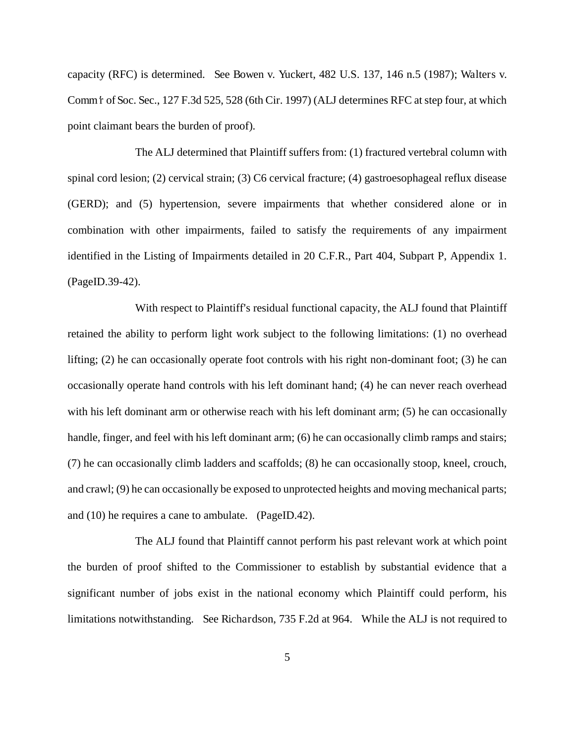capacity (RFC) is determined. See Bowen v. Yuckert, 482 U.S. 137, 146 n.5 (1987); Walters v. Comm'r of Soc. Sec., 127 F.3d 525, 528 (6th Cir. 1997) (ALJ determines RFC at step four, at which point claimant bears the burden of proof).

The ALJ determined that Plaintiff suffers from: (1) fractured vertebral column with spinal cord lesion; (2) cervical strain; (3) C6 cervical fracture; (4) gastroesophageal reflux disease (GERD); and (5) hypertension, severe impairments that whether considered alone or in combination with other impairments, failed to satisfy the requirements of any impairment identified in the Listing of Impairments detailed in 20 C.F.R., Part 404, Subpart P, Appendix 1. (PageID.39-42).

With respect to Plaintiff's residual functional capacity, the ALJ found that Plaintiff retained the ability to perform light work subject to the following limitations: (1) no overhead lifting; (2) he can occasionally operate foot controls with his right non-dominant foot; (3) he can occasionally operate hand controls with his left dominant hand; (4) he can never reach overhead with his left dominant arm or otherwise reach with his left dominant arm; (5) he can occasionally handle, finger, and feel with his left dominant arm; (6) he can occasionally climb ramps and stairs; (7) he can occasionally climb ladders and scaffolds; (8) he can occasionally stoop, kneel, crouch, and crawl; (9) he can occasionally be exposed to unprotected heights and moving mechanical parts; and (10) he requires a cane to ambulate. (PageID.42).

The ALJ found that Plaintiff cannot perform his past relevant work at which point the burden of proof shifted to the Commissioner to establish by substantial evidence that a significant number of jobs exist in the national economy which Plaintiff could perform, his limitations notwithstanding. See Richardson, 735 F.2d at 964. While the ALJ is not required to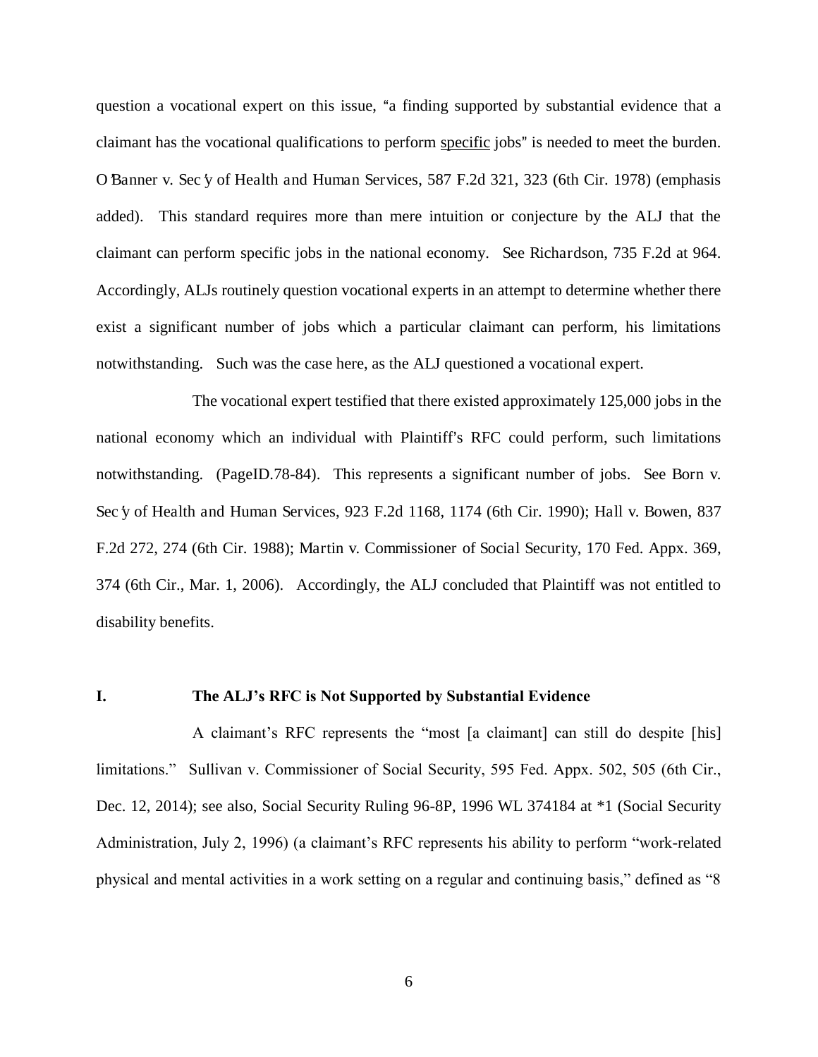question a vocational expert on this issue, "a finding supported by substantial evidence that a claimant has the vocational qualifications to perform specific jobs" is needed to meet the burden. O'Banner v. Sec'y of Health and Human Services, 587 F.2d 321, 323 (6th Cir. 1978) (emphasis added). This standard requires more than mere intuition or conjecture by the ALJ that the claimant can perform specific jobs in the national economy. See Richardson, 735 F.2d at 964. Accordingly, ALJs routinely question vocational experts in an attempt to determine whether there exist a significant number of jobs which a particular claimant can perform, his limitations notwithstanding. Such was the case here, as the ALJ questioned a vocational expert.

The vocational expert testified that there existed approximately 125,000 jobs in the national economy which an individual with Plaintiff's RFC could perform, such limitations notwithstanding. (PageID.78-84). This represents a significant number of jobs. See Born v. Sec'y of Health and Human Services, 923 F.2d 1168, 1174 (6th Cir. 1990); Hall v. Bowen, 837 F.2d 272, 274 (6th Cir. 1988); Martin v. Commissioner of Social Security, 170 Fed. Appx. 369, 374 (6th Cir., Mar. 1, 2006). Accordingly, the ALJ concluded that Plaintiff was not entitled to disability benefits.

## I. The ALJ's RFC is Not Supported by Substantial Evidence

A claimant's RFC represents the "most [a claimant] can still do despite [his] limitations." Sullivan v. Commissioner of Social Security, 595 Fed. Appx. 502, 505 (6th Cir., Dec. 12, 2014); see also, Social Security Ruling 96-8P, 1996 WL 374184 at *1 (Social Security Administration, July 2, 1996) (a claimant's RFC represents his ability to perform "work-related physical and mental activities in a work setting on a regular and continuing basis," defined as "8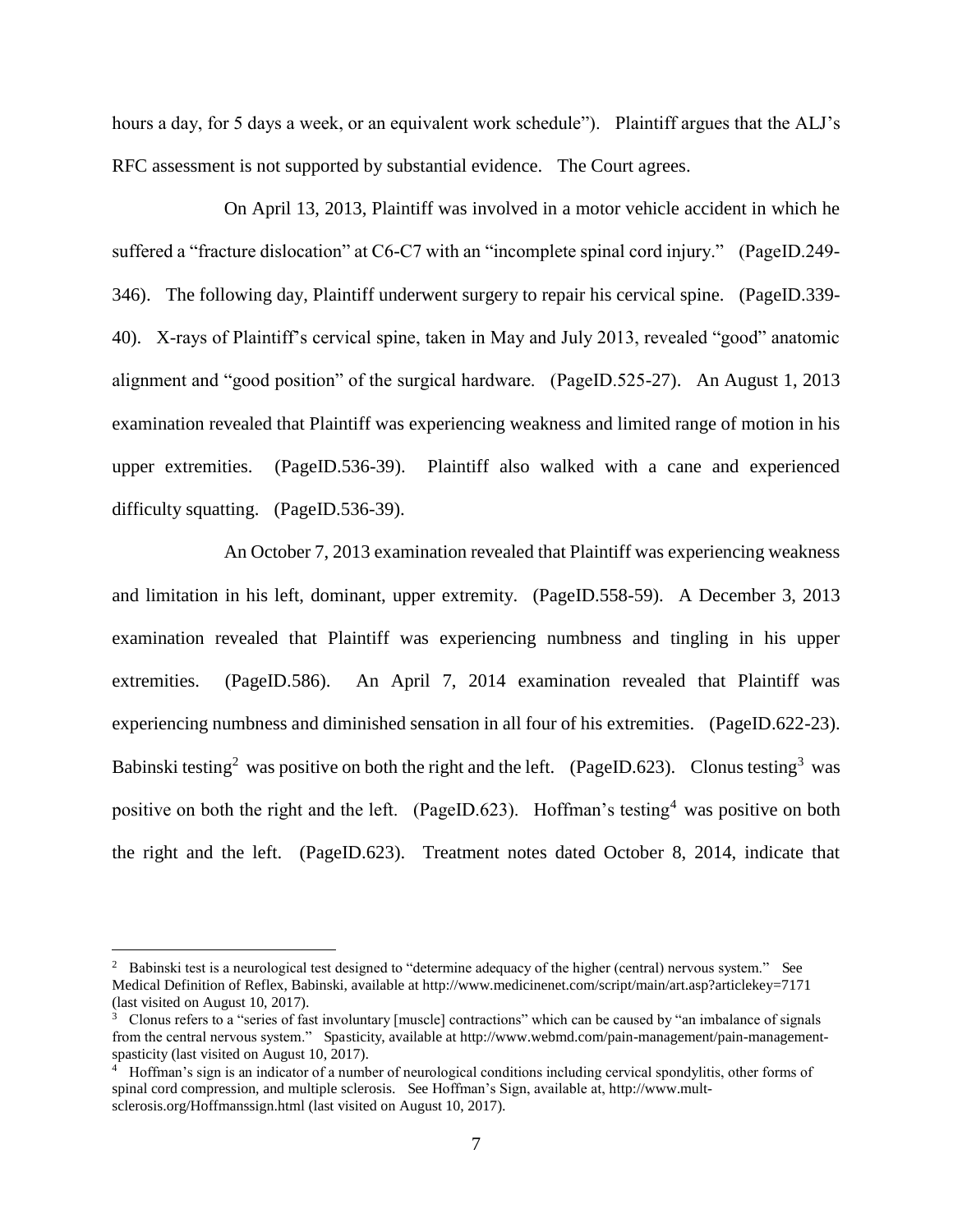hours a day, for 5 days a week, or an equivalent work schedule"). Plaintiff argues that the ALJ's RFC assessment is not supported by substantial evidence. The Court agrees.

On April 13, 2013, Plaintiff was involved in a motor vehicle accident in which he suffered a "fracture dislocation" at C6-C7 with an "incomplete spinal cord injury." (PageID.249-346). The following day, Plaintiff underwent surgery to repair his cervical spine. (PageID.339-40). X-rays of Plaintiff's cervical spine, taken in May and July 2013, revealed "good" anatomic alignment and "good position" of the surgical hardware. (PageID.525-27). An August 1, 2013 examination revealed that Plaintiff was experiencing weakness and limited range of motion in his upper extremities. (PageID.536-39). Plaintiff also walked with a cane and experienced difficulty squatting. (PageID.536-39).

An October 7, 2013 examination revealed that Plaintiff was experiencing weakness and limitation in his left, dominant, upper extremity. (PageID.558-59). A December 3, 2013 examination revealed that Plaintiff was experiencing numbness and tingling in his upper extremities. (PageID.586). An April 7, 2014 examination revealed that Plaintiff was experiencing numbness and diminished sensation in all four of his extremities. (PageID.622-23). Babinski testing[2] was positive on both the right and the left. (PageID.623). Clonus testing[3] was positive on both the right and the left. (PageID.623). Hoffman's testing[4] was positive on both the right and the left. (PageID.623). Treatment notes dated October 8, 2014, indicate that

---

[2] Babinski test is a neurological test designed to "determine adequacy of the higher (central) nervous system." See Medical Definition of Reflex, Babinski, available at http://www.medicinenet.com/script/main/art.asp?articlekey=7171 (last visited on August 10, 2017).

[3] Clonus refers to a "series of fast involuntary [muscle] contractions" which can be caused by "an imbalance of signals from the central nervous system." Spasticity, available at http://www.webmd.com/pain-management/pain-management-spasticity (last visited on August 10, 2017).

[4] Hoffman's sign is an indicator of a number of neurological conditions including cervical spondylitis, other forms of spinal cord compression, and multiple sclerosis. See Hoffman's Sign, available at, http://www.mult-sclerosis.org/Hoffmanssign.html (last visited on August 10, 2017).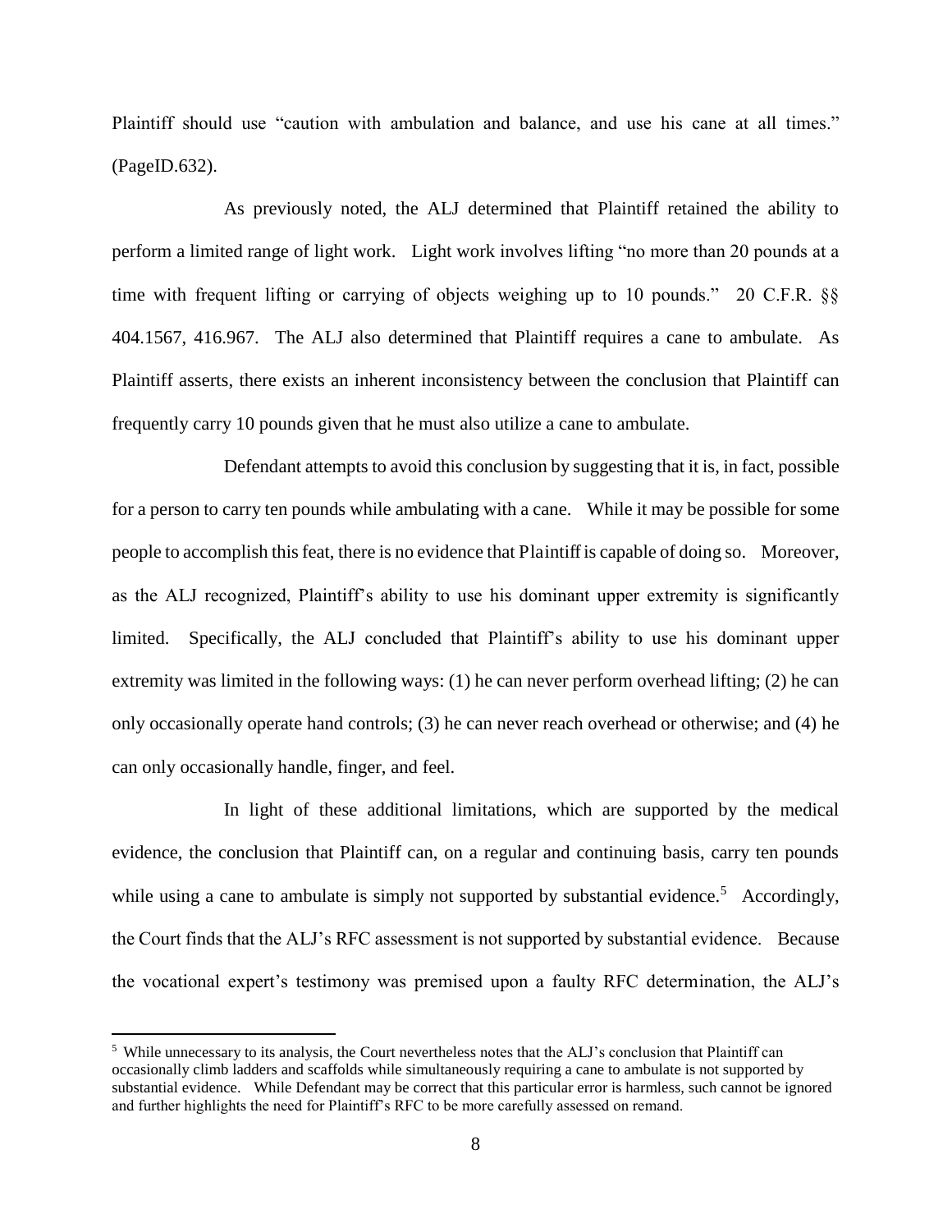Plaintiff should use "caution with ambulation and balance, and use his cane at all times." (PageID.632).

As previously noted, the ALJ determined that Plaintiff retained the ability to perform a limited range of light work. Light work involves lifting "no more than 20 pounds at a time with frequent lifting or carrying of objects weighing up to 10 pounds." 20 C.F.R. §§ 404.1567, 416.967. The ALJ also determined that Plaintiff requires a cane to ambulate. As Plaintiff asserts, there exists an inherent inconsistency between the conclusion that Plaintiff can frequently carry 10 pounds given that he must also utilize a cane to ambulate.

Defendant attempts to avoid this conclusion by suggesting that it is, in fact, possible for a person to carry ten pounds while ambulating with a cane. While it may be possible for some people to accomplish this feat, there is no evidence that Plaintiff is capable of doing so. Moreover, as the ALJ recognized, Plaintiff's ability to use his dominant upper extremity is significantly limited. Specifically, the ALJ concluded that Plaintiff's ability to use his dominant upper extremity was limited in the following ways: (1) he can never perform overhead lifting; (2) he can only occasionally operate hand controls; (3) he can never reach overhead or otherwise; and (4) he can only occasionally handle, finger, and feel.

In light of these additional limitations, which are supported by the medical evidence, the conclusion that Plaintiff can, on a regular and continuing basis, carry ten pounds while using a cane to ambulate is simply not supported by substantial evidence.[5] Accordingly, the Court finds that the ALJ's RFC assessment is not supported by substantial evidence. Because the vocational expert's testimony was premised upon a faulty RFC determination, the ALJ's

[5] While unnecessary to its analysis, the Court nevertheless notes that the ALJ's conclusion that Plaintiff can occasionally climb ladders and scaffolds while simultaneously requiring a cane to ambulate is not supported by substantial evidence. While Defendant may be correct that this particular error is harmless, such cannot be ignored and further highlights the need for Plaintiff's RFC to be more carefully assessed on remand.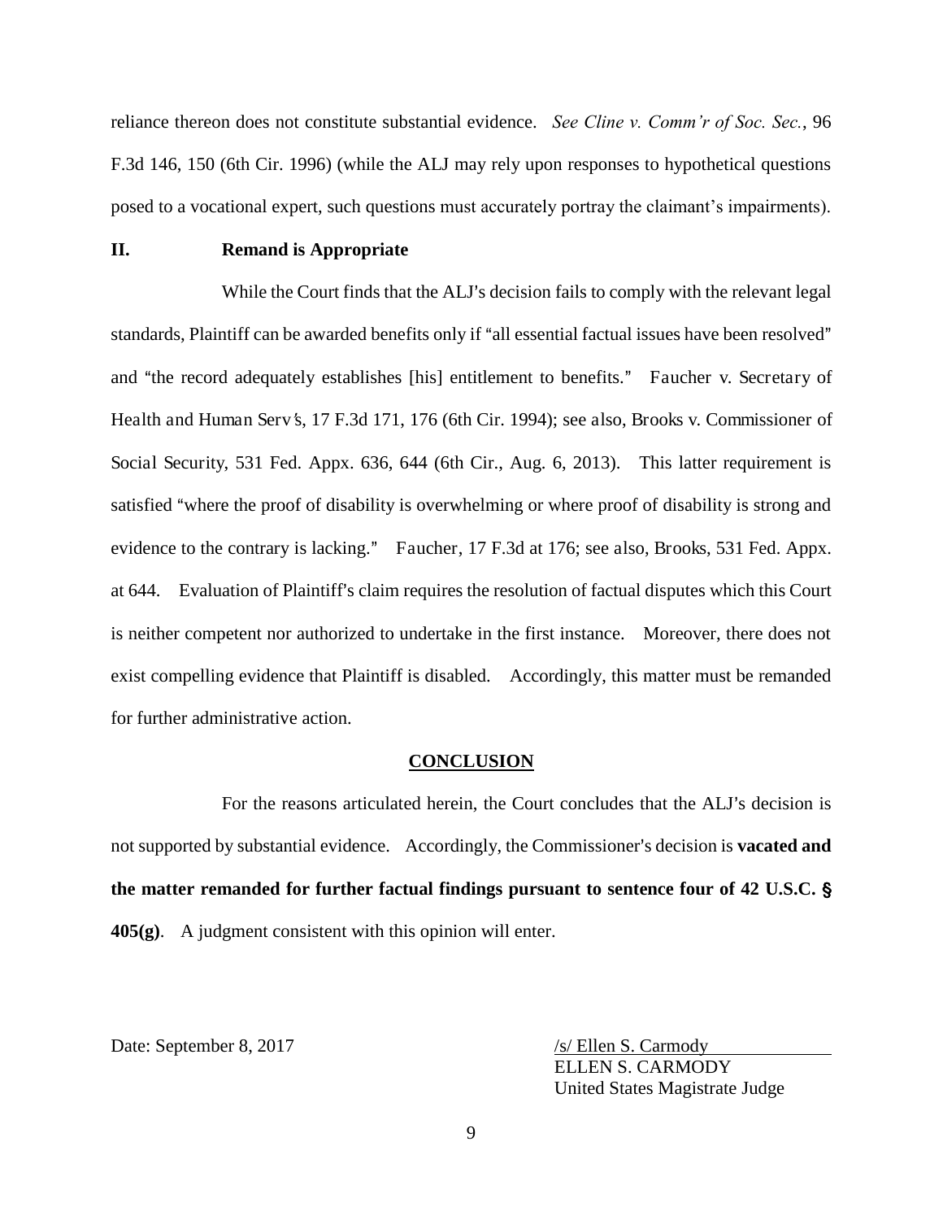reliance thereon does not constitute substantial evidence. *See Cline v. Comm'r of Soc. Sec.*, 96 F.3d 146, 150 (6th Cir. 1996) (while the ALJ may rely upon responses to hypothetical questions posed to a vocational expert, such questions must accurately portray the claimant's impairments).

## II. Remand is Appropriate

While the Court finds that the ALJ's decision fails to comply with the relevant legal standards, Plaintiff can be awarded benefits only if "all essential factual issues have been resolved" and "the record adequately establishes [his] entitlement to benefits." Faucher v. Secretary of Health and Human Serv's, 17 F.3d 171, 176 (6th Cir. 1994); see also, Brooks v. Commissioner of Social Security, 531 Fed. Appx. 636, 644 (6th Cir., Aug. 6, 2013). This latter requirement is satisfied "where the proof of disability is overwhelming or where proof of disability is strong and evidence to the contrary is lacking." Faucher, 17 F.3d at 176; see also, Brooks, 531 Fed. Appx. at 644. Evaluation of Plaintiff's claim requires the resolution of factual disputes which this Court is neither competent nor authorized to undertake in the first instance. Moreover, there does not exist compelling evidence that Plaintiff is disabled. Accordingly, this matter must be remanded for further administrative action.

## CONCLUSION

For the reasons articulated herein, the Court concludes that the ALJ's decision is not supported by substantial evidence. Accordingly, the Commissioner's decision is **vacated and the matter remanded for further factual findings pursuant to sentence four of 42 U.S.C. § 405(g)**. A judgment consistent with this opinion will enter.

Date: September 8, 2017

/s/ Ellen S. Carmody
ELLEN S. CARMODY
United States Magistrate Judge